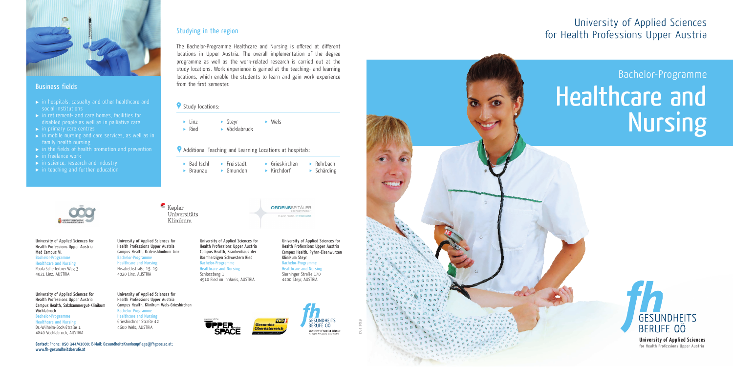## Business fields

- in hospitals, casualty and other healthcare and social institutions
- in retirement- and care homes, facilities for disabled people as well as in palliative care
- in primary care centres
- in mobile nursing and care services, as well as in family health nursing
- in the fields of health promotion and prevention
- in freelance work
- in science, research and industry
- in teaching and further education

## Studying in the region

The Bachelor-Programme Healthcare and Nursing is offered at different locations in Upper Austria. The overall implementation of the degree programme as well as the work-related research is carried out at the study locations. Work experience is gained at the teaching- and learning locations, which enable the students to learn and gain work experience from the first semester.

**Study locations:**

- Linz
- Steyr
- Wels
- Ried
- Vöcklabruck

**Additional Teaching and Learning Locations at hospitals:**

- Bad Ischl
- Freistadt
- Grieskirchen
- Rohrbach
- Braunau
- Gmunden
- Kirchdorf
- Schärding

University of Applied Sciences for Health Professions Upper Austria
Med Campus VI.
Bachelor-Programme
Healthcare and Nursing
Paula-Scherleitner-Weg 3
4021 Linz, AUSTRIA

University of Applied Sciences for Health Professions Upper Austria
Campus Health, Ordensklinikum Linz
Bachelor-Programme
Healthcare and Nursing
Elisabethstraße 15–19
4020 Linz, AUSTRIA

University of Applied Sciences for Health Professions Upper Austria
Campus Health, Krankenhaus der Barmherzigen Schwestern Ried
Bachelor-Programme
Healthcare and Nursing
Schlossberg 1
4910 Ried im Innkreis, AUSTRIA

University of Applied Sciences for Health Professions Upper Austria
Campus Health, Pyhrn-Eisenwurzen Klinikum Steyr
Bachelor-Programme
Healthcare and Nursing
Sierninger Straße 170
4400 Steyr, AUSTRIA

University of Applied Sciences for Health Professions Upper Austria
Campus Health, Salzkammergut-Klinikum Vöcklabruck
Bachelor-Programme
Healthcare and Nursing
Dr.-Wilhelm-Bock-Straße 1
4840 Vöcklabruck, AUSTRIA

University of Applied Sciences for Health Professions Upper Austria
Campus Health, Klinikum Wels-Grieskirchen
Bachelor-Programme
Healthcare and Nursing
Grieskirchner Straße 42
4600 Wels, AUSTRIA

**Contact:** Phone: 050 344/41000; E-Mail: GesundheitsKrankenpflege@fhgooe.ac.at; www.fh-gesundheitsberufe.at

Issue 2019

# University of Applied Sciences for Health Professions Upper Austria

## Bachelor-Programme

# Healthcare and Nursing

fh GESUNDHEITS BERUFE OÖ
**University of Applied Sciences**
for Health Professions Upper Austria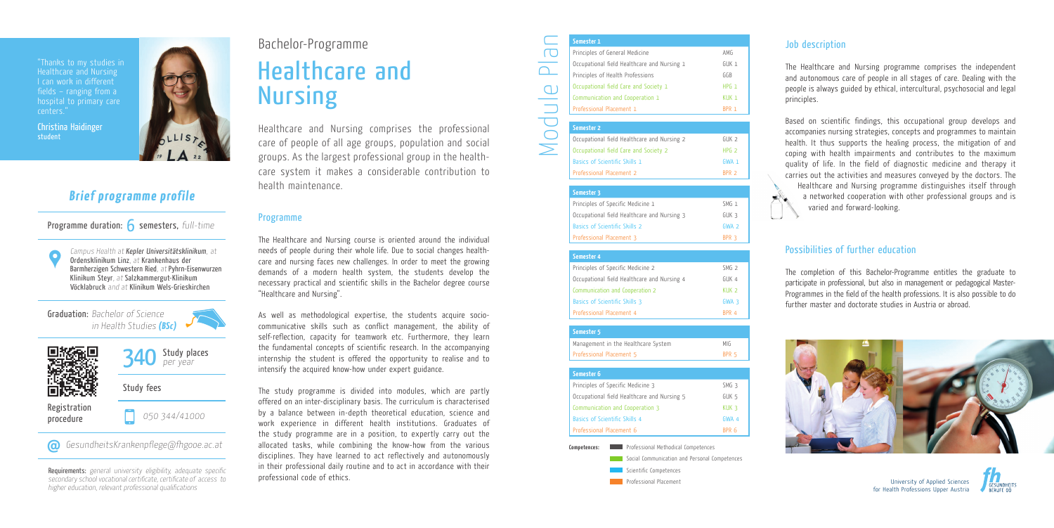"Thanks to my studies in Healthcare and Nursing I can work in different fields – ranging from a hospital to primary care centers."

Christina Haidinger
student

## *Brief programme profile*

Programme duration: 6 semesters, *full-time*

*Campus Health at* **Kepler Universitätsklinikum**, *at* **Ordensklinikum Linz**, *at* **Krankenhaus der Barmherzigen Schwestern Ried**, *at* **Pyhrn-Eisenwurzen Klinikum Steyr**, *at* **Salzkammergut-Klinikum Vöcklabruck** *and at* **Klinikum Wels-Grieskirchen**

**Graduation:** *Bachelor of Science in Health Studies* ***(BSc)***

340 Study places *per year*

Study fees

Registration procedure

*050 344/41000*

*GesundheitsKrankenpflege@fhgooe.ac.at*

**Requirements:** *general university eligibility, adequate specific secondary school vocational certificate, certificate of access to higher education, relevant professional qualifications*

# Bachelor-Programme

# Healthcare and Nursing

Healthcare and Nursing comprises the professional care of people of all age groups, population and social groups. As the largest professional group in the healthcare system it makes a considerable contribution to health maintenance.

## Programme

The Healthcare and Nursing course is oriented around the individual needs of people during their whole life. Due to social changes healthcare and nursing faces new challenges. In order to meet the growing demands of a modern health system, the students develop the necessary practical and scientific skills in the Bachelor degree course "Healthcare and Nursing".

As well as methodological expertise, the students acquire socio-communicative skills such as conflict management, the ability of self-reflection, capacity for teamwork etc. Furthermore, they learn the fundamental concepts of scientific research. In the accompanying internship the student is offered the opportunity to realise and to intensify the acquired know-how under expert guidance.

The study programme is divided into modules, which are partly offered on an inter-disciplinary basis. The curriculum is characterised by a balance between in-depth theoretical education, science and work experience in different health institutions. Graduates of the study programme are in a position, to expertly carry out the allocated tasks, while combining the know-how from the various disciplines. They have learned to act reflectively and autonomously in their professional daily routine and to act in accordance with their professional code of ethics.

## Module Plan

| Semester 1 | |
|---|---|
| Principles of General Medicine | AMG |
| Occupational field Healthcare and Nursing 1 | GUK 1 |
| Principles of Health Professions | GGB |
| Occupational field Care and Society 1 | HPG 1 |
| Communication and Cooperation 1 | KUK 1 |
| Professional Placement 1 | BPR 1 |

| Semester 2 | |
|---|---|
| Occupational field Healthcare and Nursing 2 | GUK 2 |
| Occupational field Care and Society 2 | HPG 2 |
| Basics of Scientific Skills 1 | GWA 1 |
| Professional Placement 2 | BPR 2 |

| Semester 3 | |
|---|---|
| Principles of Specific Medicine 1 | SMG 1 |
| Occupational field Healthcare and Nursing 3 | GUK 3 |
| Basics of Scientific Skills 2 | GWA 2 |
| Professional Placement 3 | BPR 3 |

| Semester 4 | |
|---|---|
| Principles of Specific Medicine 2 | SMG 2 |
| Occupational field Healthcare and Nursing 4 | GUK 4 |
| Communication and Cooperation 2 | KUK 2 |
| Basics of Scientific Skills 3 | GWA 3 |
| Professional Placement 4 | BPR 4 |

| Semester 5 | |
|---|---|
| Management in the Healthcare System | MIG |
| Professional Placement 5 | BPR 5 |

| Semester 6 | |
|---|---|
| Principles of Specific Medicine 3 | SMG 3 |
| Occupational field Healthcare and Nursing 5 | GUK 5 |
| Communication and Cooperation 3 | KUK 3 |
| Basics of Scientific Skills 4 | GWA 4 |
| Professional Placement 6 | BPR 6 |

**Competences:**
- Professional Methodical Competences
- Social Communication and Personal Competences
- Scientific Competences
- Professional Placement

## Job description

The Healthcare and Nursing programme comprises the independent and autonomous care of people in all stages of care. Dealing with the people is always guided by ethical, intercultural, psychosocial and legal principles.

Based on scientific findings, this occupational group develops and accompanies nursing strategies, concepts and programmes to maintain health. It thus supports the healing process, the mitigation of and coping with health impairments and contributes to the maximum quality of life. In the field of diagnostic medicine and therapy it carries out the activities and measures conveyed by the doctors. The Healthcare and Nursing programme distinguishes itself through a networked cooperation with other professional groups and is varied and forward-looking.

## Possibilities of further education

The completion of this Bachelor-Programme entitles the graduate to participate in professional, but also in management or pedagogical Master-Programmes in the field of the health professions. It is also possible to do further master and doctorate studies in Austria or abroad.

University of Applied Sciences for Health Professions Upper Austria